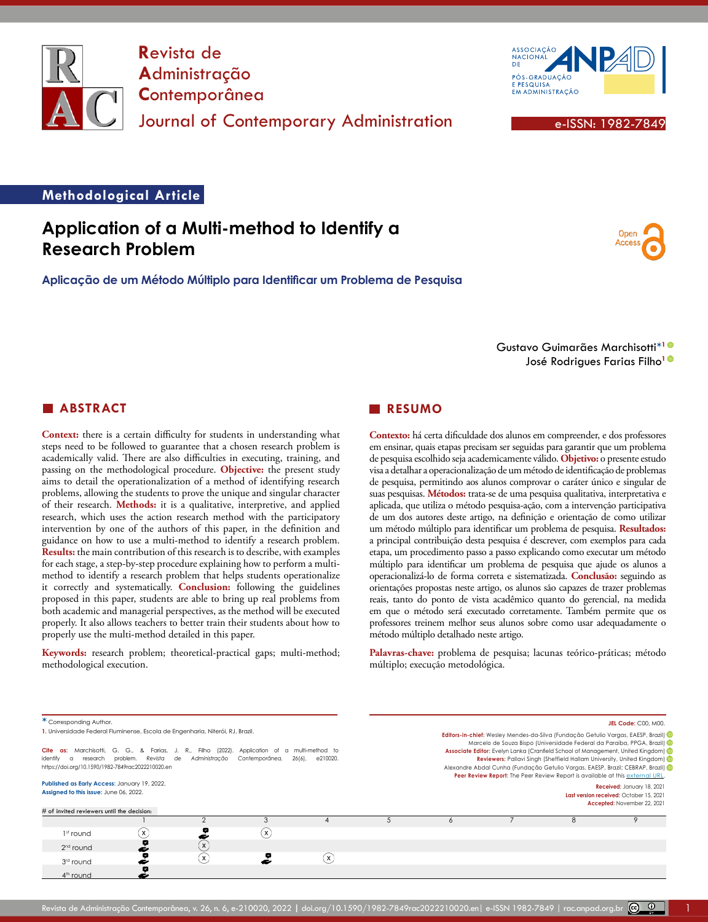# Revista de Administração Contemporânea

# Journal of Contemporary Administration

e-ISSN: 1982-7849

**Methodological Article**

## Application of a Multi-method to Identify a Research Problem

**Aplicação de um Método Múltiplo para Identificar um Problema de Pesquisa**

Gustavo Guimarães Marchisotti*[1]
José Rodrigues Farias Filho[1]

### ABSTRACT

**Context:** there is a certain difficulty for students in understanding what steps need to be followed to guarantee that a chosen research problem is academically valid. There are also difficulties in executing, training, and passing on the methodological procedure. **Objective:** the present study aims to detail the operationalization of a method of identifying research problems, allowing the students to prove the unique and singular character of their research. **Methods:** it is a qualitative, interpretive, and applied research, which uses the action research method with the participatory intervention by one of the authors of this paper, in the definition and guidance on how to use a multi-method to identify a research problem. **Results:** the main contribution of this research is to describe, with examples for each stage, a step-by-step procedure explaining how to perform a multi-method to identify a research problem that helps students operationalize it correctly and systematically. **Conclusion:** following the guidelines proposed in this paper, students are able to bring up real problems from both academic and managerial perspectives, as the method will be executed properly. It also allows teachers to better train their students about how to properly use the multi-method detailed in this paper.

**Keywords:** research problem; theoretical-practical gaps; multi-method; methodological execution.

### RESUMO

**Contexto:** há certa dificuldade dos alunos em compreender, e dos professores em ensinar, quais etapas precisam ser seguidas para garantir que um problema de pesquisa escolhido seja academicamente válido. **Objetivo:** o presente estudo visa a detalhar a operacionalização de um método de identificação de problemas de pesquisa, permitindo aos alunos comprovar o caráter único e singular de suas pesquisas. **Métodos:** trata-se de uma pesquisa qualitativa, interpretativa e aplicada, que utiliza o método pesquisa-ação, com a intervenção participativa de um dos autores deste artigo, na definição e orientação de como utilizar um método múltiplo para identificar um problema de pesquisa. **Resultados:** a principal contribuição desta pesquisa é descrever, com exemplos para cada etapa, um procedimento passo a passo explicando como executar um método múltiplo para identificar um problema de pesquisa que ajude os alunos a operacionalizá-lo de forma correta e sistematizada. **Conclusão:** seguindo as orientações propostas neste artigo, os alunos são capazes de trazer problemas reais, tanto do ponto de vista acadêmico quanto do gerencial, na medida em que o método será executado corretamente. Também permite que os professores treinem melhor seus alunos sobre como usar adequadamente o método múltiplo detalhado neste artigo.

**Palavras-chave:** problema de pesquisa; lacunas teórico-práticas; método múltiplo; execução metodológica.

---

* Corresponding Author.

1. Universidade Federal Fluminense, Escola de Engenharia, Niterói, RJ, Brazil.

**Cite as:** Marchisotti, G. G., & Farias, J. R., Filho (2022). Application of a multi-method to identify a research problem. *Revista de Administração Contemporânea, 26*(6), e210020. https://doi.org/10.1590/1982-7849rac2022210020.en

**Published as Early Access:** January 19, 2022.
**Assigned to this issue:** June 06, 2022.

**JEL Code:** C00, M00.

**Editors-in-chief:** Wesley Mendes-da-Silva (Fundação Getulio Vargas, EAESP, Brazil)
Marcelo de Souza Bispo (Universidade Federal da Paraíba, PPGA, Brazil)
**Associate Editor:** Evelyn Lanka (Cranfield School of Management, United Kingdom)
**Reviewers:** Pallavi Singh (Sheffield Hallam University, United Kingdom)
Alexandre Abdal Cunha (Fundação Getulio Vargas, EAESP; CEBRAP, Brazil)
**Peer Review Report:** The Peer Review Report is available at this external URL.

**Received:** January 18, 2021
**Last version received:** October 15, 2021
**Accepted:** November 22, 2021

# of invited reviewers until the decision:

| | 1 | 2 | 3 | 4 | 5 | 6 | 7 | 8 | 9 |
|---|---|---|---|---|---|---|---|---|---|
| 1st round | x | ✓ | x | | | | | | |
| 2nd round | ✓ | x | | | | | | | |
| 3rd round | ✓ | x | ✓ | x | | | | | |
| 4th round | ✓ | | | | | | | | |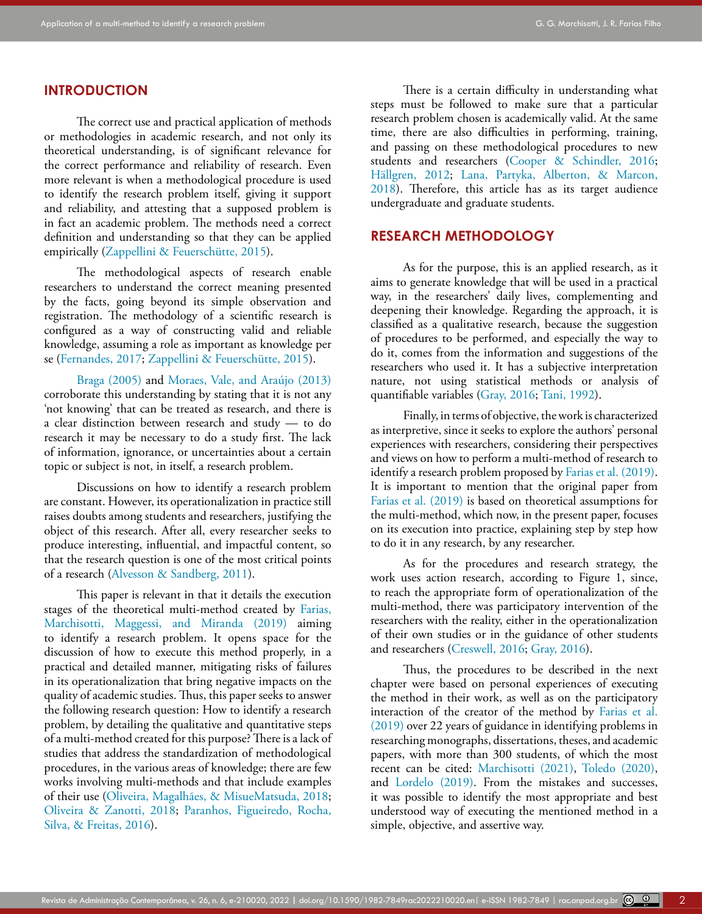## INTRODUCTION

The correct use and practical application of methods or methodologies in academic research, and not only its theoretical understanding, is of significant relevance for the correct performance and reliability of research. Even more relevant is when a methodological procedure is used to identify the research problem itself, giving it support and reliability, and attesting that a supposed problem is in fact an academic problem. The methods need a correct definition and understanding so that they can be applied empirically (Zappellini & Feuerschütte, 2015).

The methodological aspects of research enable researchers to understand the correct meaning presented by the facts, going beyond its simple observation and registration. The methodology of a scientific research is configured as a way of constructing valid and reliable knowledge, assuming a role as important as knowledge per se (Fernandes, 2017; Zappellini & Feuerschütte, 2015).

Braga (2005) and Moraes, Vale, and Araújo (2013) corroborate this understanding by stating that it is not any 'not knowing' that can be treated as research, and there is a clear distinction between research and study — to do research it may be necessary to do a study first. The lack of information, ignorance, or uncertainties about a certain topic or subject is not, in itself, a research problem.

Discussions on how to identify a research problem are constant. However, its operationalization in practice still raises doubts among students and researchers, justifying the object of this research. After all, every researcher seeks to produce interesting, influential, and impactful content, so that the research question is one of the most critical points of a research (Alvesson & Sandberg, 2011).

This paper is relevant in that it details the execution stages of the theoretical multi-method created by Farias, Marchisotti, Maggessi, and Miranda (2019) aiming to identify a research problem. It opens space for the discussion of how to execute this method properly, in a practical and detailed manner, mitigating risks of failures in its operationalization that bring negative impacts on the quality of academic studies. Thus, this paper seeks to answer the following research question: How to identify a research problem, by detailing the qualitative and quantitative steps of a multi-method created for this purpose? There is a lack of studies that address the standardization of methodological procedures, in the various areas of knowledge; there are few works involving multi-methods and that include examples of their use (Oliveira, Magalhães, & MisueMatsuda, 2018; Oliveira & Zanotti, 2018; Paranhos, Figueiredo, Rocha, Silva, & Freitas, 2016).

There is a certain difficulty in understanding what steps must be followed to make sure that a particular research problem chosen is academically valid. At the same time, there are also difficulties in performing, training, and passing on these methodological procedures to new students and researchers (Cooper & Schindler, 2016; Hällgren, 2012; Lana, Partyka, Alberton, & Marcon, 2018). Therefore, this article has as its target audience undergraduate and graduate students.

## RESEARCH METHODOLOGY

As for the purpose, this is an applied research, as it aims to generate knowledge that will be used in a practical way, in the researchers' daily lives, complementing and deepening their knowledge. Regarding the approach, it is classified as a qualitative research, because the suggestion of procedures to be performed, and especially the way to do it, comes from the information and suggestions of the researchers who used it. It has a subjective interpretation nature, not using statistical methods or analysis of quantifiable variables (Gray, 2016; Tani, 1992).

Finally, in terms of objective, the work is characterized as interpretive, since it seeks to explore the authors' personal experiences with researchers, considering their perspectives and views on how to perform a multi-method of research to identify a research problem proposed by Farias et al. (2019). It is important to mention that the original paper from Farias et al. (2019) is based on theoretical assumptions for the multi-method, which now, in the present paper, focuses on its execution into practice, explaining step by step how to do it in any research, by any researcher.

As for the procedures and research strategy, the work uses action research, according to Figure 1, since, to reach the appropriate form of operationalization of the multi-method, there was participatory intervention of the researchers with the reality, either in the operationalization of their own studies or in the guidance of other students and researchers (Creswell, 2016; Gray, 2016).

Thus, the procedures to be described in the next chapter were based on personal experiences of executing the method in their work, as well as on the participatory interaction of the creator of the method by Farias et al. (2019) over 22 years of guidance in identifying problems in researching monographs, dissertations, theses, and academic papers, with more than 300 students, of which the most recent can be cited: Marchisotti (2021), Toledo (2020), and Lordelo (2019). From the mistakes and successes, it was possible to identify the most appropriate and best understood way of executing the mentioned method in a simple, objective, and assertive way.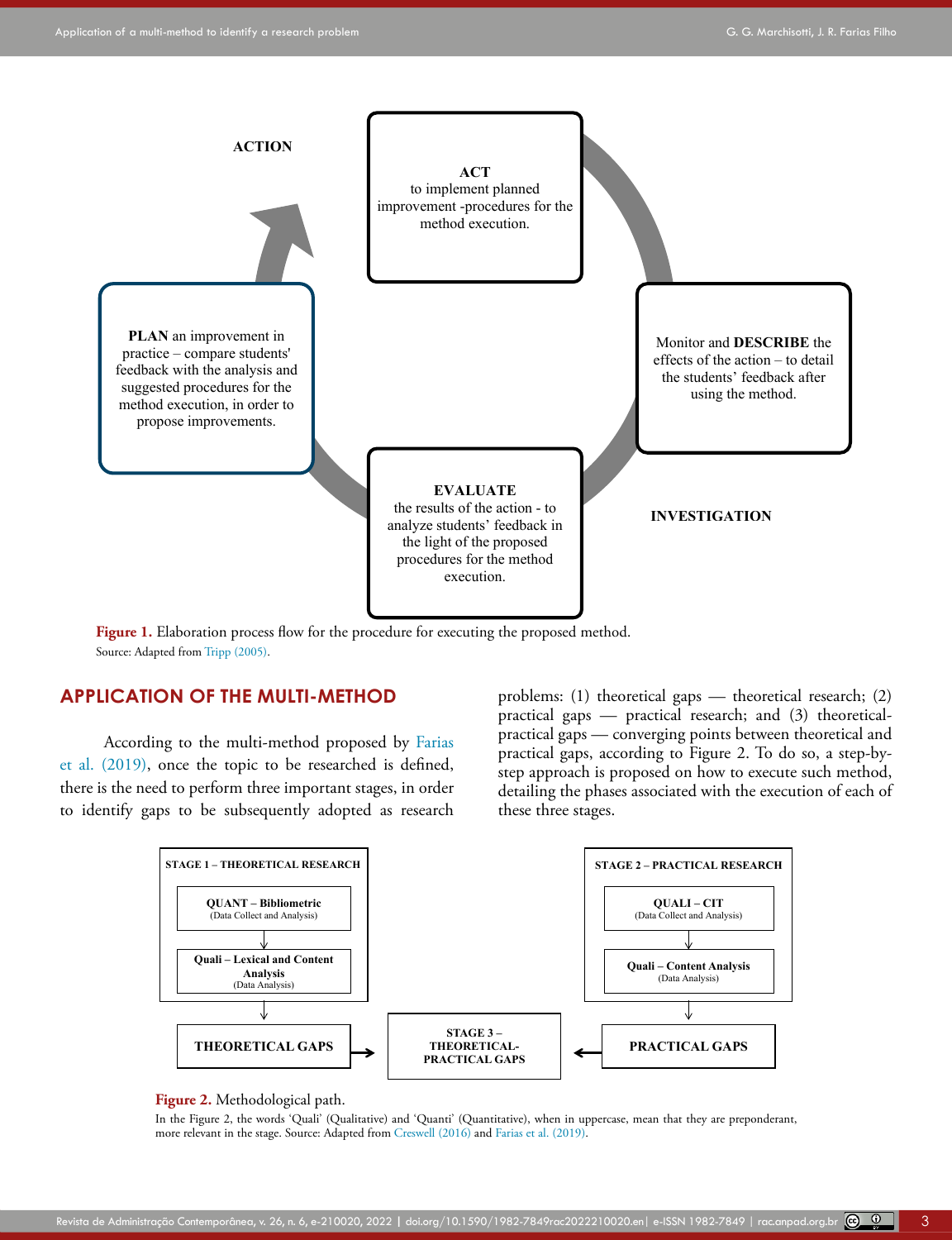ACTION

**ACT**
to implement planned improvement -procedures for the method execution.

Monitor and **DESCRIBE** the effects of the action – to detail the students' feedback after using the method.

**EVALUATE**
the results of the action - to analyze students' feedback in the light of the proposed procedures for the method execution.

INVESTIGATION

**PLAN** an improvement in practice – compare students' feedback with the analysis and suggested procedures for the method execution, in order to propose improvements.

**Figure 1.** Elaboration process flow for the procedure for executing the proposed method.
Source: Adapted from Tripp (2005).

## APPLICATION OF THE MULTI-METHOD

According to the multi-method proposed by Farias et al. (2019), once the topic to be researched is defined, there is the need to perform three important stages, in order to identify gaps to be subsequently adopted as research problems: (1) theoretical gaps — theoretical research; (2) practical gaps — practical research; and (3) theoretical-practical gaps — converging points between theoretical and practical gaps, according to Figure 2. To do so, a step-by-step approach is proposed on how to execute such method, detailing the phases associated with the execution of each of these three stages.

STAGE 1 – THEORETICAL RESEARCH

- **QUANT – Bibliometric** (Data Collect and Analysis)
- **Quali – Lexical and Content Analysis** (Data Analysis)

→ **THEORETICAL GAPS**

STAGE 2 – PRACTICAL RESEARCH

- **QUALI – CIT** (Data Collect and Analysis)
- **Quali – Content Analysis** (Data Analysis)

→ **PRACTICAL GAPS**

**STAGE 3 – THEORETICAL-PRACTICAL GAPS**

**Figure 2.** Methodological path.
In the Figure 2, the words 'Quali' (Qualitative) and 'Quanti' (Quantitative), when in uppercase, mean that they are preponderant, more relevant in the stage. Source: Adapted from Creswell (2016) and Farias et al. (2019).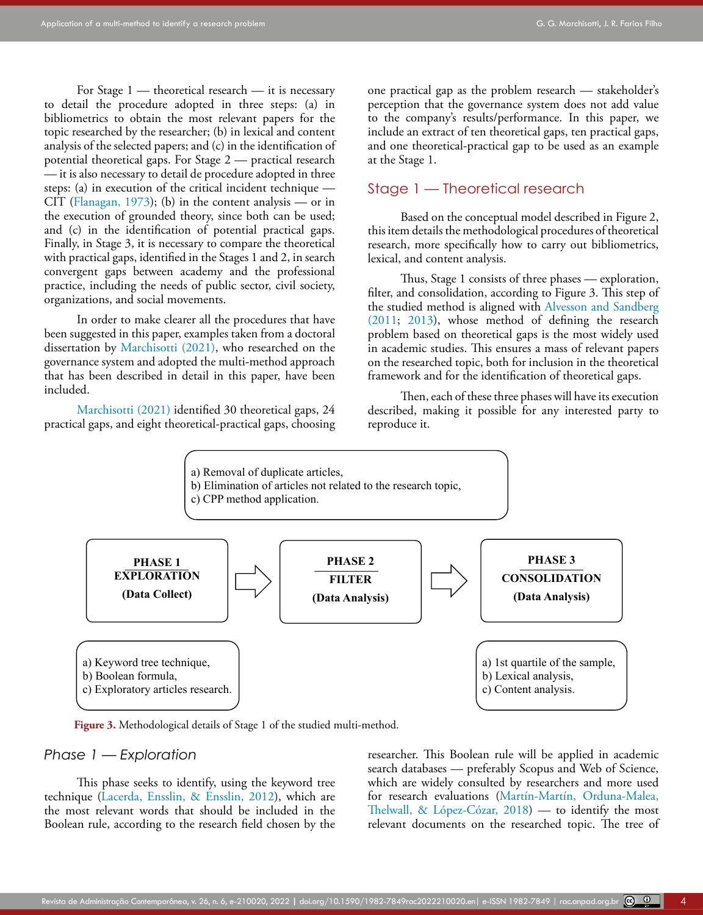For Stage 1 — theoretical research — it is necessary to detail the procedure adopted in three steps: (a) in bibliometrics to obtain the most relevant papers for the topic researched by the researcher; (b) in lexical and content analysis of the selected papers; and (c) in the identification of potential theoretical gaps. For Stage 2 — practical research — it is also necessary to detail de procedure adopted in three steps: (a) in execution of the critical incident technique — CIT (Flanagan, 1973); (b) in the content analysis — or in the execution of grounded theory, since both can be used; and (c) in the identification of potential practical gaps. Finally, in Stage 3, it is necessary to compare the theoretical with practical gaps, identified in the Stages 1 and 2, in search convergent gaps between academy and the professional practice, including the needs of public sector, civil society, organizations, and social movements.

In order to make clearer all the procedures that have been suggested in this paper, examples taken from a doctoral dissertation by Marchisotti (2021), who researched on the governance system and adopted the multi-method approach that has been described in detail in this paper, have been included.

Marchisotti (2021) identified 30 theoretical gaps, 24 practical gaps, and eight theoretical-practical gaps, choosing one practical gap as the problem research — stakeholder's perception that the governance system does not add value to the company's results/performance. In this paper, we include an extract of ten theoretical gaps, ten practical gaps, and one theoretical-practical gap to be used as an example at the Stage 1.

## Stage 1 — Theoretical research

Based on the conceptual model described in Figure 2, this item details the methodological procedures of theoretical research, more specifically how to carry out bibliometrics, lexical, and content analysis.

Thus, Stage 1 consists of three phases — exploration, filter, and consolidation, according to Figure 3. This step of the studied method is aligned with Alvesson and Sandberg (2011; 2013), whose method of defining the research problem based on theoretical gaps is the most widely used in academic studies. This ensures a mass of relevant papers on the researched topic, both for inclusion in the theoretical framework and for the identification of theoretical gaps.

Then, each of these three phases will have its execution described, making it possible for any interested party to reproduce it.

**PHASE 1 — EXPLORATION (Data Collect)**
a) Keyword tree technique,
b) Boolean formula,
c) Exploratory articles research.

**PHASE 2 — FILTER (Data Analysis)**
a) Removal of duplicate articles,
b) Elimination of articles not related to the research topic,
c) CPP method application.

**PHASE 3 — CONSOLIDATION (Data Analysis)**
a) 1st quartile of the sample,
b) Lexical analysis,
c) Content analysis.

**Figure 3.** Methodological details of Stage 1 of the studied multi-method.

### *Phase 1 — Exploration*

This phase seeks to identify, using the keyword tree technique (Lacerda, Ensslin, & Ensslin, 2012), which are the most relevant words that should be included in the Boolean rule, according to the research field chosen by the researcher. This Boolean rule will be applied in academic search databases — preferably Scopus and Web of Science, which are widely consulted by researchers and more used for research evaluations (Martín-Martín, Orduna-Malea, Thelwall, & López-Cózar, 2018) — to identify the most relevant documents on the researched topic. The tree of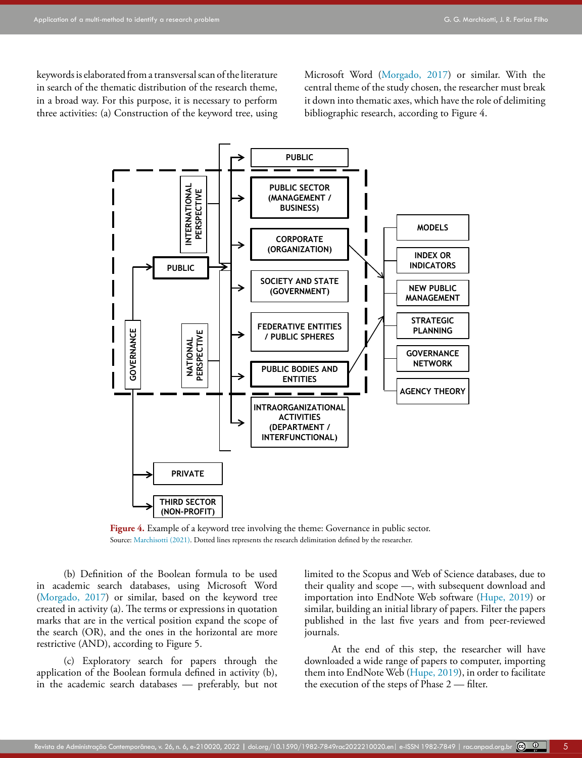keywords is elaborated from a transversal scan of the literature in search of the thematic distribution of the research theme, in a broad way. For this purpose, it is necessary to perform three activities: (a) Construction of the keyword tree, using Microsoft Word (Morgado, 2017) or similar. With the central theme of the study chosen, the researcher must break it down into thematic axes, which have the role of delimiting bibliographic research, according to Figure 4.

**Figure 4.** Example of a keyword tree involving the theme: Governance in public sector.
Source: Marchisotti (2021). Dotted lines represents the research delimitation defined by the researcher.

(b) Definition of the Boolean formula to be used in academic search databases, using Microsoft Word (Morgado, 2017) or similar, based on the keyword tree created in activity (a). The terms or expressions in quotation marks that are in the vertical position expand the scope of the search (OR), and the ones in the horizontal are more restrictive (AND), according to Figure 5.

(c) Exploratory search for papers through the application of the Boolean formula defined in activity (b), in the academic search databases — preferably, but not limited to the Scopus and Web of Science databases, due to their quality and scope —, with subsequent download and importation into EndNote Web software (Hupe, 2019) or similar, building an initial library of papers. Filter the papers published in the last five years and from peer-reviewed journals.

At the end of this step, the researcher will have downloaded a wide range of papers to computer, importing them into EndNote Web (Hupe, 2019), in order to facilitate the execution of the steps of Phase 2 — filter.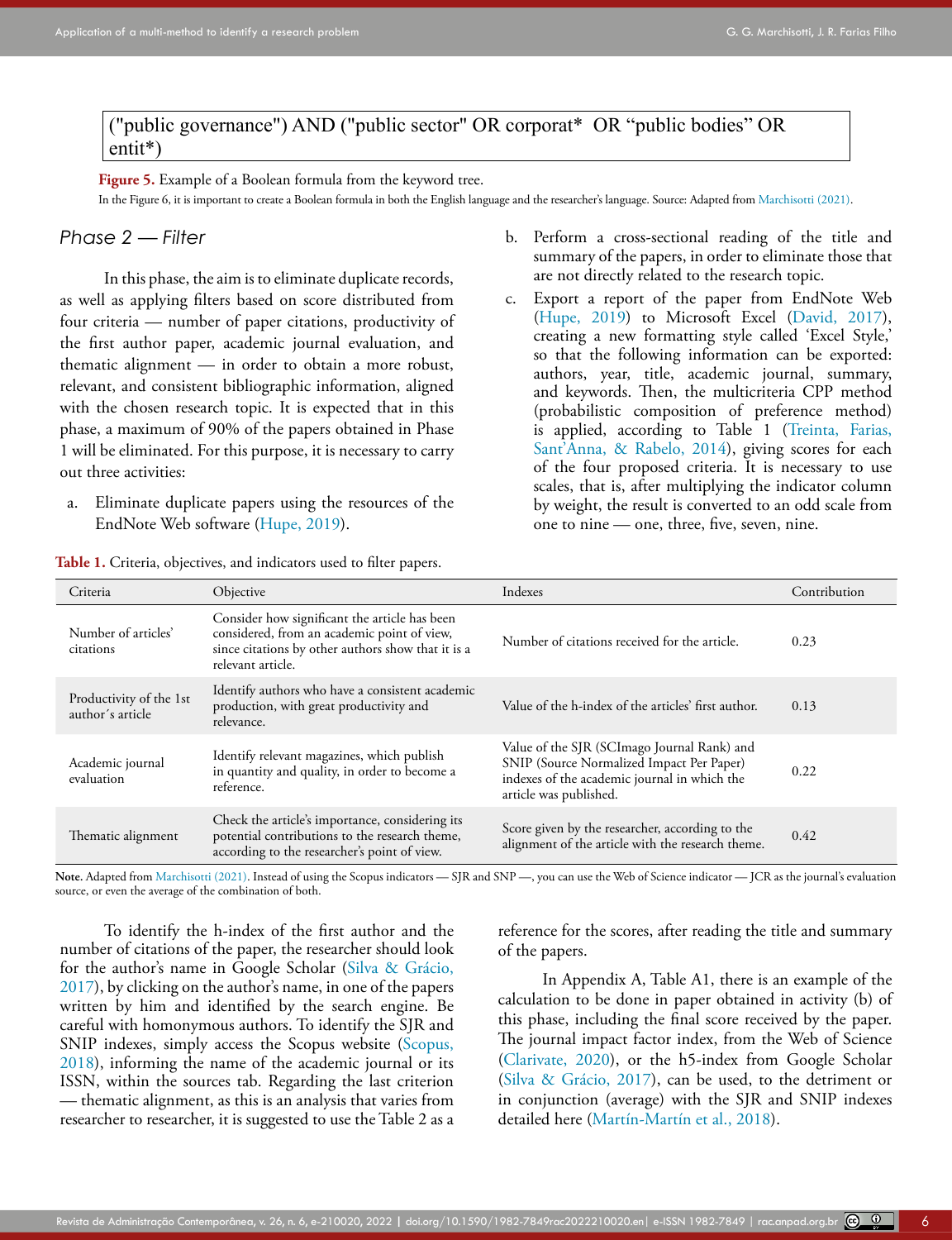("public governance") AND ("public sector" OR corporat* OR “public bodies” OR entit*)

**Figure 5.** Example of a Boolean formula from the keyword tree.

In the Figure 6, it is important to create a Boolean formula in both the English language and the researcher's language. Source: Adapted from Marchisotti (2021).

## *Phase 2 — Filter*

In this phase, the aim is to eliminate duplicate records, as well as applying filters based on score distributed from four criteria — number of paper citations, productivity of the first author paper, academic journal evaluation, and thematic alignment — in order to obtain a more robust, relevant, and consistent bibliographic information, aligned with the chosen research topic. It is expected that in this phase, a maximum of 90% of the papers obtained in Phase 1 will be eliminated. For this purpose, it is necessary to carry out three activities:

a. Eliminate duplicate papers using the resources of the EndNote Web software (Hupe, 2019).

b. Perform a cross-sectional reading of the title and summary of the papers, in order to eliminate those that are not directly related to the research topic.

c. Export a report of the paper from EndNote Web (Hupe, 2019) to Microsoft Excel (David, 2017), creating a new formatting style called ‘Excel Style,’ so that the following information can be exported: authors, year, title, academic journal, summary, and keywords. Then, the multicriteria CPP method (probabilistic composition of preference method) is applied, according to Table 1 (Treinta, Farias, Sant'Anna, & Rabelo, 2014), giving scores for each of the four proposed criteria. It is necessary to use scales, that is, after multiplying the indicator column by weight, the result is converted to an odd scale from one to nine — one, three, five, seven, nine.

**Table 1.** Criteria, objectives, and indicators used to filter papers.

| Criteria | Objective | Indexes | Contribution |
|---|---|---|---|
| Number of articles' citations | Consider how significant the article has been considered, from an academic point of view, since citations by other authors show that it is a relevant article. | Number of citations received for the article. | 0.23 |
| Productivity of the 1st author´s article | Identify authors who have a consistent academic production, with great productivity and relevance. | Value of the h-index of the articles' first author. | 0.13 |
| Academic journal evaluation | Identify relevant magazines, which publish in quantity and quality, in order to become a reference. | Value of the SJR (SCImago Journal Rank) and SNIP (Source Normalized Impact Per Paper) indexes of the academic journal in which the article was published. | 0.22 |
| Thematic alignment | Check the article's importance, considering its potential contributions to the research theme, according to the researcher's point of view. | Score given by the researcher, according to the alignment of the article with the research theme. | 0.42 |

**Note.** Adapted from Marchisotti (2021). Instead of using the Scopus indicators — SJR and SNP —, you can use the Web of Science indicator — JCR as the journal's evaluation source, or even the average of the combination of both.

To identify the h-index of the first author and the number of citations of the paper, the researcher should look for the author's name in Google Scholar (Silva & Grácio, 2017), by clicking on the author's name, in one of the papers written by him and identified by the search engine. Be careful with homonymous authors. To identify the SJR and SNIP indexes, simply access the Scopus website (Scopus, 2018), informing the name of the academic journal or its ISSN, within the sources tab. Regarding the last criterion — thematic alignment, as this is an analysis that varies from researcher to researcher, it is suggested to use the Table 2 as a reference for the scores, after reading the title and summary of the papers.

In Appendix A, Table A1, there is an example of the calculation to be done in paper obtained in activity (b) of this phase, including the final score received by the paper. The journal impact factor index, from the Web of Science (Clarivate, 2020), or the h5-index from Google Scholar (Silva & Grácio, 2017), can be used, to the detriment or in conjunction (average) with the SJR and SNIP indexes detailed here (Martín-Martín et al., 2018).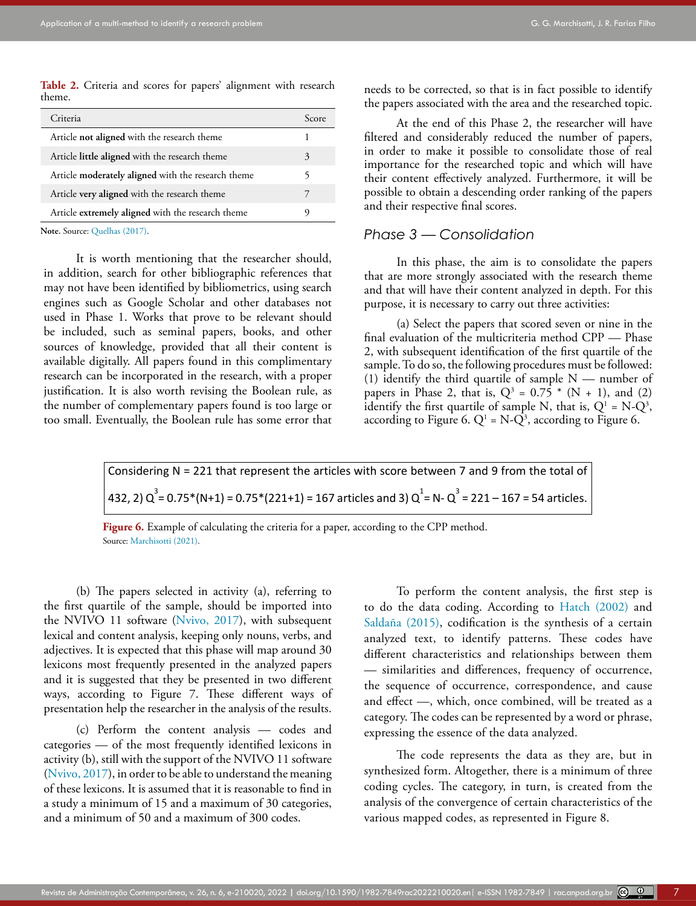**Table 2.** Criteria and scores for papers' alignment with research theme.

| Criteria | Score |
|---|---|
| Article **not aligned** with the research theme | 1 |
| Article **little aligned** with the research theme | 3 |
| Article **moderately aligned** with the research theme | 5 |
| Article **very aligned** with the research theme | 7 |
| Article **extremely aligned** with the research theme | 9 |

**Note.** Source: Quelhas (2017).

It is worth mentioning that the researcher should, in addition, search for other bibliographic references that may not have been identified by bibliometrics, using search engines such as Google Scholar and other databases not used in Phase 1. Works that prove to be relevant should be included, such as seminal papers, books, and other sources of knowledge, provided that all their content is available digitally. All papers found in this complimentary research can be incorporated in the research, with a proper justification. It is also worth revising the Boolean rule, as the number of complementary papers found is too large or too small. Eventually, the Boolean rule has some error that needs to be corrected, so that is in fact possible to identify the papers associated with the area and the researched topic.

At the end of this Phase 2, the researcher will have filtered and considerably reduced the number of papers, in order to make it possible to consolidate those of real importance for the researched topic and which will have their content effectively analyzed. Furthermore, it will be possible to obtain a descending order ranking of the papers and their respective final scores.

### *Phase 3 — Consolidation*

In this phase, the aim is to consolidate the papers that are more strongly associated with the research theme and that will have their content analyzed in depth. For this purpose, it is necessary to carry out three activities:

(a) Select the papers that scored seven or nine in the final evaluation of the multicriteria method CPP — Phase 2, with subsequent identification of the first quartile of the sample. To do so, the following procedures must be followed: (1) identify the third quartile of sample N — number of papers in Phase 2, that is, $Q^3 = 0.75 * (N + 1)$, and (2) identify the first quartile of sample N, that is, $Q^1 = N-Q^3$, according to Figure 6. $Q^1 = N-Q^3$, according to Figure 6.

Considering N = 221 that represent the articles with score between 7 and 9 from the total of 432, 2) $Q^3 = 0.75*(N+1) = 0.75*(221+1) = 167$ articles and 3) $Q^1 = N- Q^3 = 221 – 167 = 54$ articles.

**Figure 6.** Example of calculating the criteria for a paper, according to the CPP method.
Source: Marchisotti (2021).

(b) The papers selected in activity (a), referring to the first quartile of the sample, should be imported into the NVIVO 11 software (Nvivo, 2017), with subsequent lexical and content analysis, keeping only nouns, verbs, and adjectives. It is expected that this phase will map around 30 lexicons most frequently presented in the analyzed papers and it is suggested that they be presented in two different ways, according to Figure 7. These different ways of presentation help the researcher in the analysis of the results.

(c) Perform the content analysis — codes and categories — of the most frequently identified lexicons in activity (b), still with the support of the NVIVO 11 software (Nvivo, 2017), in order to be able to understand the meaning of these lexicons. It is assumed that it is reasonable to find in a study a minimum of 15 and a maximum of 30 categories, and a minimum of 50 and a maximum of 300 codes.

To perform the content analysis, the first step is to do the data coding. According to Hatch (2002) and Saldaña (2015), codification is the synthesis of a certain analyzed text, to identify patterns. These codes have different characteristics and relationships between them — similarities and differences, frequency of occurrence, the sequence of occurrence, correspondence, and cause and effect —, which, once combined, will be treated as a category. The codes can be represented by a word or phrase, expressing the essence of the data analyzed.

The code represents the data as they are, but in synthesized form. Altogether, there is a minimum of three coding cycles. The category, in turn, is created from the analysis of the convergence of certain characteristics of the various mapped codes, as represented in Figure 8.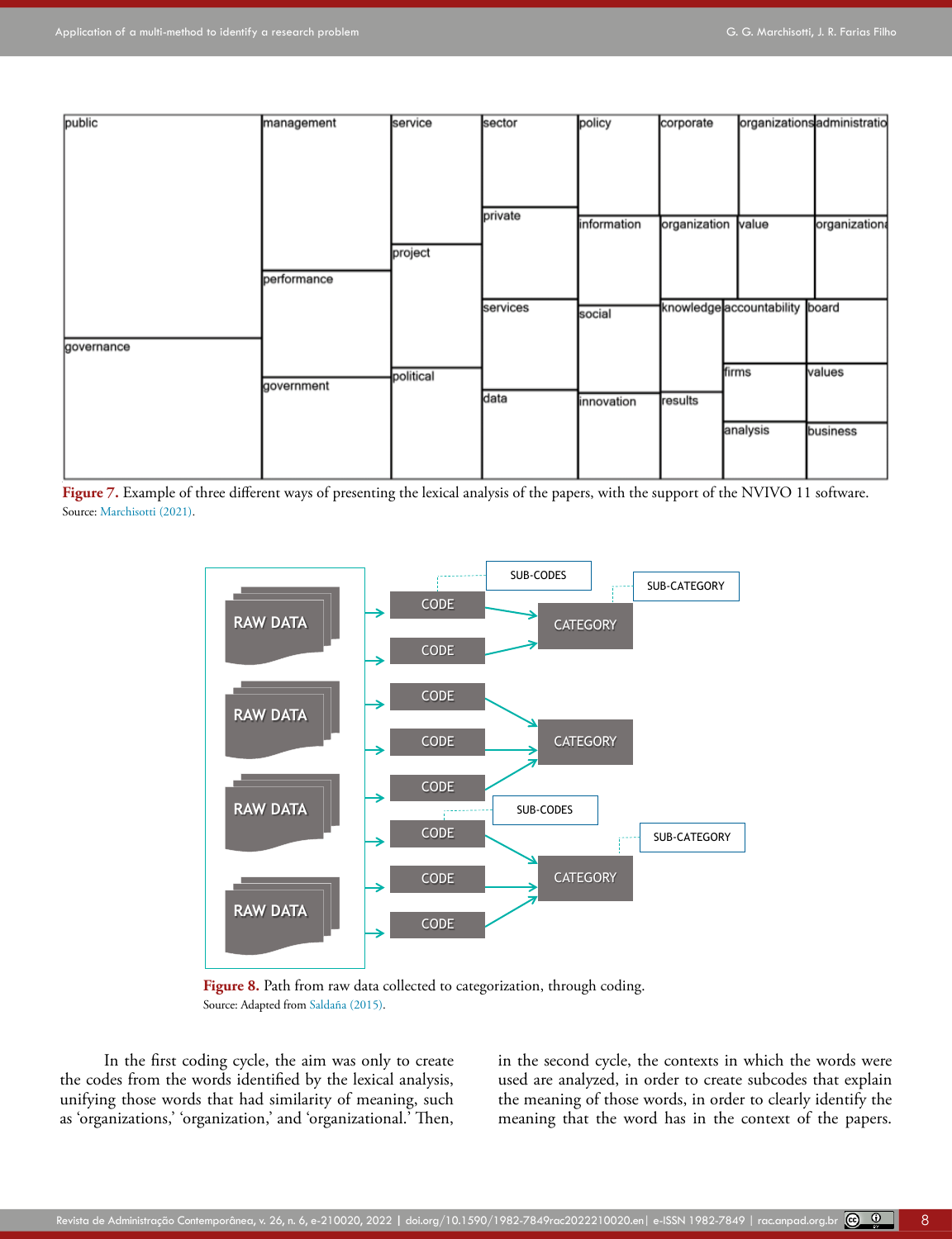Figure 7. Example of three different ways of presenting the lexical analysis of the papers, with the support of the NVIVO 11 software.
Source: Marchisotti (2021).

Figure 8. Path from raw data collected to categorization, through coding.
Source: Adapted from Saldaña (2015).

In the first coding cycle, the aim was only to create the codes from the words identified by the lexical analysis, unifying those words that had similarity of meaning, such as 'organizations,' 'organization,' and 'organizational.' Then, in the second cycle, the contexts in which the words were used are analyzed, in order to create subcodes that explain the meaning of those words, in order to clearly identify the meaning that the word has in the context of the papers.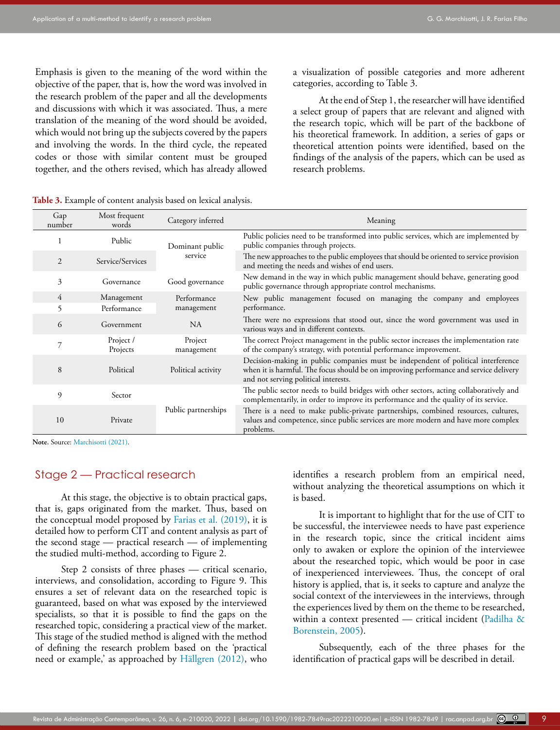Emphasis is given to the meaning of the word within the objective of the paper, that is, how the word was involved in the research problem of the paper and all the developments and discussions with which it was associated. Thus, a mere translation of the meaning of the word should be avoided, which would not bring up the subjects covered by the papers and involving the words. In the third cycle, the repeated codes or those with similar content must be grouped together, and the others revised, which has already allowed a visualization of possible categories and more adherent categories, according to Table 3.

At the end of Step 1, the researcher will have identified a select group of papers that are relevant and aligned with the research topic, which will be part of the backbone of his theoretical framework. In addition, a series of gaps or theoretical attention points were identified, based on the findings of the analysis of the papers, which can be used as research problems.

**Table 3.** Example of content analysis based on lexical analysis.

| Gap number | Most frequent words | Category inferred | Meaning |
|---|---|---|---|
| 1 | Public | Dominant public service | Public policies need to be transformed into public services, which are implemented by public companies through projects. |
| 2 | Service/Services | | The new approaches to the public employees that should be oriented to service provision and meeting the needs and wishes of end users. |
| 3 | Governance | Good governance | New demand in the way in which public management should behave, generating good public governance through appropriate control mechanisms. |
| 4 | Management | Performance management | New public management focused on managing the company and employees performance. |
| 5 | Performance | | |
| 6 | Government | NA | There were no expressions that stood out, since the word government was used in various ways and in different contexts. |
| 7 | Project / Projects | Project management | The correct Project management in the public sector increases the implementation rate of the company's strategy, with potential performance improvement. |
| 8 | Political | Political activity | Decision-making in public companies must be independent of political interference when it is harmful. The focus should be on improving performance and service delivery and not serving political interests. |
| 9 | Sector | Public partnerships | The public sector needs to build bridges with other sectors, acting collaboratively and complementarily, in order to improve its performance and the quality of its service. |
| 10 | Private | | There is a need to make public-private partnerships, combined resources, cultures, values and competence, since public services are more modern and have more complex problems. |

**Note.** Source: Marchisotti (2021).

## Stage 2 — Practical research

At this stage, the objective is to obtain practical gaps, that is, gaps originated from the market. Thus, based on the conceptual model proposed by Farias et al. (2019), it is detailed how to perform CIT and content analysis as part of the second stage — practical research — of implementing the studied multi-method, according to Figure 2.

Step 2 consists of three phases — critical scenario, interviews, and consolidation, according to Figure 9. This ensures a set of relevant data on the researched topic is guaranteed, based on what was exposed by the interviewed specialists, so that it is possible to find the gaps on the researched topic, considering a practical view of the market. This stage of the studied method is aligned with the method of defining the research problem based on the 'practical need or example,' as approached by Hällgren (2012), who identifies a research problem from an empirical need, without analyzing the theoretical assumptions on which it is based.

It is important to highlight that for the use of CIT to be successful, the interviewee needs to have past experience in the research topic, since the critical incident aims only to awaken or explore the opinion of the interviewee about the researched topic, which would be poor in case of inexperienced interviewees. Thus, the concept of oral history is applied, that is, it seeks to capture and analyze the social context of the interviewees in the interviews, through the experiences lived by them on the theme to be researched, within a context presented — critical incident (Padilha & Borenstein, 2005).

Subsequently, each of the three phases for the identification of practical gaps will be described in detail.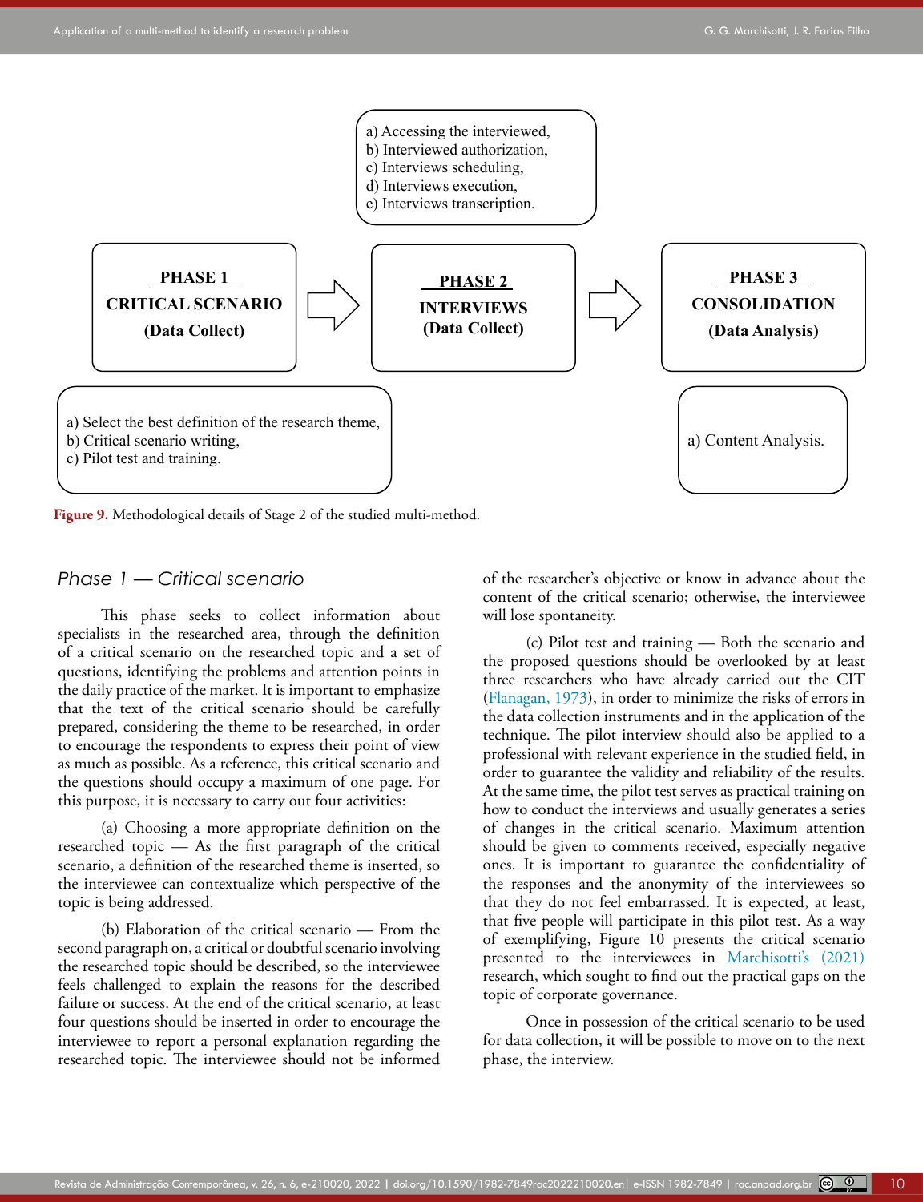a) Accessing the interviewed,
b) Interviewed authorization,
c) Interviews scheduling,
d) Interviews execution,
e) Interviews transcription.

**PHASE 1**
**CRITICAL SCENARIO**
**(Data Collect)**

**PHASE 2**
**INTERVIEWS**
**(Data Collect)**

**PHASE 3**
**CONSOLIDATION**
**(Data Analysis)**

a) Select the best definition of the research theme,
b) Critical scenario writing,
c) Pilot test and training.

a) Content Analysis.

**Figure 9.** Methodological details of Stage 2 of the studied multi-method.

### *Phase 1 — Critical scenario*

This phase seeks to collect information about specialists in the researched area, through the definition of a critical scenario on the researched topic and a set of questions, identifying the problems and attention points in the daily practice of the market. It is important to emphasize that the text of the critical scenario should be carefully prepared, considering the theme to be researched, in order to encourage the respondents to express their point of view as much as possible. As a reference, this critical scenario and the questions should occupy a maximum of one page. For this purpose, it is necessary to carry out four activities:

(a) Choosing a more appropriate definition on the researched topic — As the first paragraph of the critical scenario, a definition of the researched theme is inserted, so the interviewee can contextualize which perspective of the topic is being addressed.

(b) Elaboration of the critical scenario — From the second paragraph on, a critical or doubtful scenario involving the researched topic should be described, so the interviewee feels challenged to explain the reasons for the described failure or success. At the end of the critical scenario, at least four questions should be inserted in order to encourage the interviewee to report a personal explanation regarding the researched topic. The interviewee should not be informed of the researcher's objective or know in advance about the content of the critical scenario; otherwise, the interviewee will lose spontaneity.

(c) Pilot test and training — Both the scenario and the proposed questions should be overlooked by at least three researchers who have already carried out the CIT (Flanagan, 1973), in order to minimize the risks of errors in the data collection instruments and in the application of the technique. The pilot interview should also be applied to a professional with relevant experience in the studied field, in order to guarantee the validity and reliability of the results. At the same time, the pilot test serves as practical training on how to conduct the interviews and usually generates a series of changes in the critical scenario. Maximum attention should be given to comments received, especially negative ones. It is important to guarantee the confidentiality of the responses and the anonymity of the interviewees so that they do not feel embarrassed. It is expected, at least, that five people will participate in this pilot test. As a way of exemplifying, Figure 10 presents the critical scenario presented to the interviewees in Marchisotti's (2021) research, which sought to find out the practical gaps on the topic of corporate governance.

Once in possession of the critical scenario to be used for data collection, it will be possible to move on to the next phase, the interview.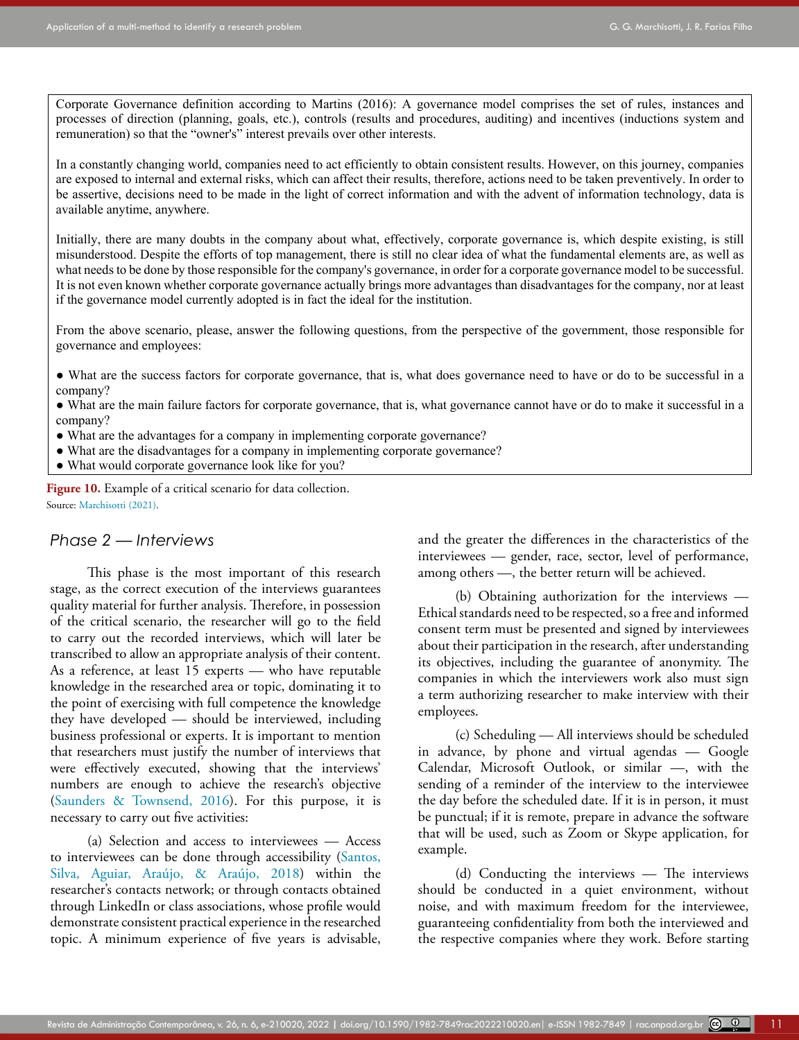Corporate Governance definition according to Martins (2016): A governance model comprises the set of rules, instances and processes of direction (planning, goals, etc.), controls (results and procedures, auditing) and incentives (inductions system and remuneration) so that the "owner's" interest prevails over other interests.

In a constantly changing world, companies need to act efficiently to obtain consistent results. However, on this journey, companies are exposed to internal and external risks, which can affect their results, therefore, actions need to be taken preventively. In order to be assertive, decisions need to be made in the light of correct information and with the advent of information technology, data is available anytime, anywhere.

Initially, there are many doubts in the company about what, effectively, corporate governance is, which despite existing, is still misunderstood. Despite the efforts of top management, there is still no clear idea of what the fundamental elements are, as well as what needs to be done by those responsible for the company's governance, in order for a corporate governance model to be successful. It is not even known whether corporate governance actually brings more advantages than disadvantages for the company, nor at least if the governance model currently adopted is in fact the ideal for the institution.

From the above scenario, please, answer the following questions, from the perspective of the government, those responsible for governance and employees:

- What are the success factors for corporate governance, that is, what does governance need to have or do to be successful in a company?
- What are the main failure factors for corporate governance, that is, what governance cannot have or do to make it successful in a company?
- What are the advantages for a company in implementing corporate governance?
- What are the disadvantages for a company in implementing corporate governance?
- What would corporate governance look like for you?

**Figure 10.** Example of a critical scenario for data collection.
Source: Marchisotti (2021).

### *Phase 2 — Interviews*

This phase is the most important of this research stage, as the correct execution of the interviews guarantees quality material for further analysis. Therefore, in possession of the critical scenario, the researcher will go to the field to carry out the recorded interviews, which will later be transcribed to allow an appropriate analysis of their content. As a reference, at least 15 experts — who have reputable knowledge in the researched area or topic, dominating it to the point of exercising with full competence the knowledge they have developed — should be interviewed, including business professional or experts. It is important to mention that researchers must justify the number of interviews that were effectively executed, showing that the interviews' numbers are enough to achieve the research's objective (Saunders & Townsend, 2016). For this purpose, it is necessary to carry out five activities:

(a) Selection and access to interviewees — Access to interviewees can be done through accessibility (Santos, Silva, Aguiar, Araújo, & Araújo, 2018) within the researcher's contacts network; or through contacts obtained through LinkedIn or class associations, whose profile would demonstrate consistent practical experience in the researched topic. A minimum experience of five years is advisable, and the greater the differences in the characteristics of the interviewees — gender, race, sector, level of performance, among others —, the better return will be achieved.

(b) Obtaining authorization for the interviews — Ethical standards need to be respected, so a free and informed consent term must be presented and signed by interviewees about their participation in the research, after understanding its objectives, including the guarantee of anonymity. The companies in which the interviewers work also must sign a term authorizing researcher to make interview with their employees.

(c) Scheduling — All interviews should be scheduled in advance, by phone and virtual agendas — Google Calendar, Microsoft Outlook, or similar —, with the sending of a reminder of the interview to the interviewee the day before the scheduled date. If it is in person, it must be punctual; if it is remote, prepare in advance the software that will be used, such as Zoom or Skype application, for example.

(d) Conducting the interviews — The interviews should be conducted in a quiet environment, without noise, and with maximum freedom for the interviewee, guaranteeing confidentiality from both the interviewed and the respective companies where they work. Before starting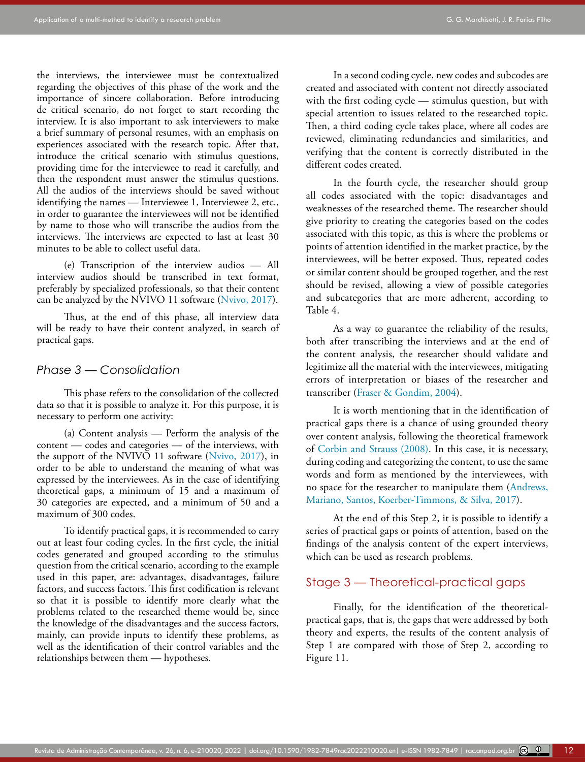the interviews, the interviewee must be contextualized regarding the objectives of this phase of the work and the importance of sincere collaboration. Before introducing de critical scenario, do not forget to start recording the interview. It is also important to ask interviewers to make a brief summary of personal resumes, with an emphasis on experiences associated with the research topic. After that, introduce the critical scenario with stimulus questions, providing time for the interviewee to read it carefully, and then the respondent must answer the stimulus questions. All the audios of the interviews should be saved without identifying the names — Interviewee 1, Interviewee 2, etc., in order to guarantee the interviewees will not be identified by name to those who will transcribe the audios from the interviews. The interviews are expected to last at least 30 minutes to be able to collect useful data.

(e) Transcription of the interview audios — All interview audios should be transcribed in text format, preferably by specialized professionals, so that their content can be analyzed by the NVIVO 11 software (Nvivo, 2017).

Thus, at the end of this phase, all interview data will be ready to have their content analyzed, in search of practical gaps.

### *Phase 3 — Consolidation*

This phase refers to the consolidation of the collected data so that it is possible to analyze it. For this purpose, it is necessary to perform one activity:

(a) Content analysis — Perform the analysis of the content — codes and categories — of the interviews, with the support of the NVIVO 11 software (Nvivo, 2017), in order to be able to understand the meaning of what was expressed by the interviewees. As in the case of identifying theoretical gaps, a minimum of 15 and a maximum of 30 categories are expected, and a minimum of 50 and a maximum of 300 codes.

To identify practical gaps, it is recommended to carry out at least four coding cycles. In the first cycle, the initial codes generated and grouped according to the stimulus question from the critical scenario, according to the example used in this paper, are: advantages, disadvantages, failure factors, and success factors. This first codification is relevant so that it is possible to identify more clearly what the problems related to the researched theme would be, since the knowledge of the disadvantages and the success factors, mainly, can provide inputs to identify these problems, as well as the identification of their control variables and the relationships between them — hypotheses.

In a second coding cycle, new codes and subcodes are created and associated with content not directly associated with the first coding cycle — stimulus question, but with special attention to issues related to the researched topic. Then, a third coding cycle takes place, where all codes are reviewed, eliminating redundancies and similarities, and verifying that the content is correctly distributed in the different codes created.

In the fourth cycle, the researcher should group all codes associated with the topic: disadvantages and weaknesses of the researched theme. The researcher should give priority to creating the categories based on the codes associated with this topic, as this is where the problems or points of attention identified in the market practice, by the interviewees, will be better exposed. Thus, repeated codes or similar content should be grouped together, and the rest should be revised, allowing a view of possible categories and subcategories that are more adherent, according to Table 4.

As a way to guarantee the reliability of the results, both after transcribing the interviews and at the end of the content analysis, the researcher should validate and legitimize all the material with the interviewees, mitigating errors of interpretation or biases of the researcher and transcriber (Fraser & Gondim, 2004).

It is worth mentioning that in the identification of practical gaps there is a chance of using grounded theory over content analysis, following the theoretical framework of Corbin and Strauss (2008). In this case, it is necessary, during coding and categorizing the content, to use the same words and form as mentioned by the interviewees, with no space for the researcher to manipulate them (Andrews, Mariano, Santos, Koerber-Timmons, & Silva, 2017).

At the end of this Step 2, it is possible to identify a series of practical gaps or points of attention, based on the findings of the analysis content of the expert interviews, which can be used as research problems.

## Stage 3 — Theoretical-practical gaps

Finally, for the identification of the theoretical-practical gaps, that is, the gaps that were addressed by both theory and experts, the results of the content analysis of Step 1 are compared with those of Step 2, according to Figure 11.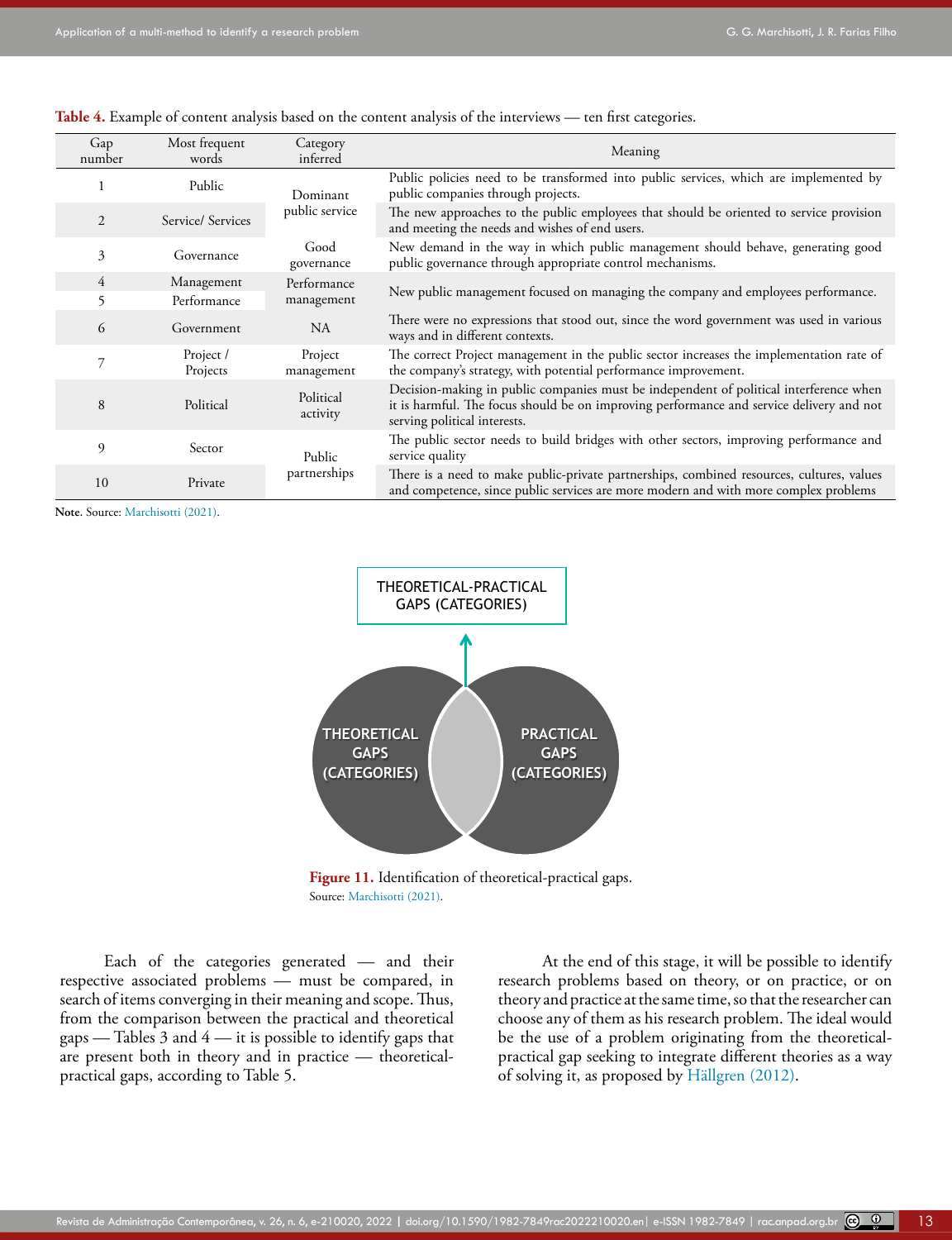**Table 4.** Example of content analysis based on the content analysis of the interviews — ten first categories.

| Gap number | Most frequent words | Category inferred | Meaning |
|---|---|---|---|
| 1 | Public | Dominant public service | Public policies need to be transformed into public services, which are implemented by public companies through projects. |
| 2 | Service/ Services | | The new approaches to the public employees that should be oriented to service provision and meeting the needs and wishes of end users. |
| 3 | Governance | Good governance | New demand in the way in which public management should behave, generating good public governance through appropriate control mechanisms. |
| 4 | Management | Performance management | New public management focused on managing the company and employees performance. |
| 5 | Performance | | |
| 6 | Government | NA | There were no expressions that stood out, since the word government was used in various ways and in different contexts. |
| 7 | Project / Projects | Project management | The correct Project management in the public sector increases the implementation rate of the company's strategy, with potential performance improvement. |
| 8 | Political | Political activity | Decision-making in public companies must be independent of political interference when it is harmful. The focus should be on improving performance and service delivery and not serving political interests. |
| 9 | Sector | Public partnerships | The public sector needs to build bridges with other sectors, improving performance and service quality |
| 10 | Private | | There is a need to make public-private partnerships, combined resources, cultures, values and competence, since public services are more modern and with more complex problems |

**Note.** Source: Marchisotti (2021).

**Figure 11.** Identification of theoretical-practical gaps.
Source: Marchisotti (2021).

Each of the categories generated — and their respective associated problems — must be compared, in search of items converging in their meaning and scope. Thus, from the comparison between the practical and theoretical gaps — Tables 3 and 4 — it is possible to identify gaps that are present both in theory and in practice — theoretical-practical gaps, according to Table 5.

At the end of this stage, it will be possible to identify research problems based on theory, or on practice, or on theory and practice at the same time, so that the researcher can choose any of them as his research problem. The ideal would be the use of a problem originating from the theoretical-practical gap seeking to integrate different theories as a way of solving it, as proposed by Hällgren (2012).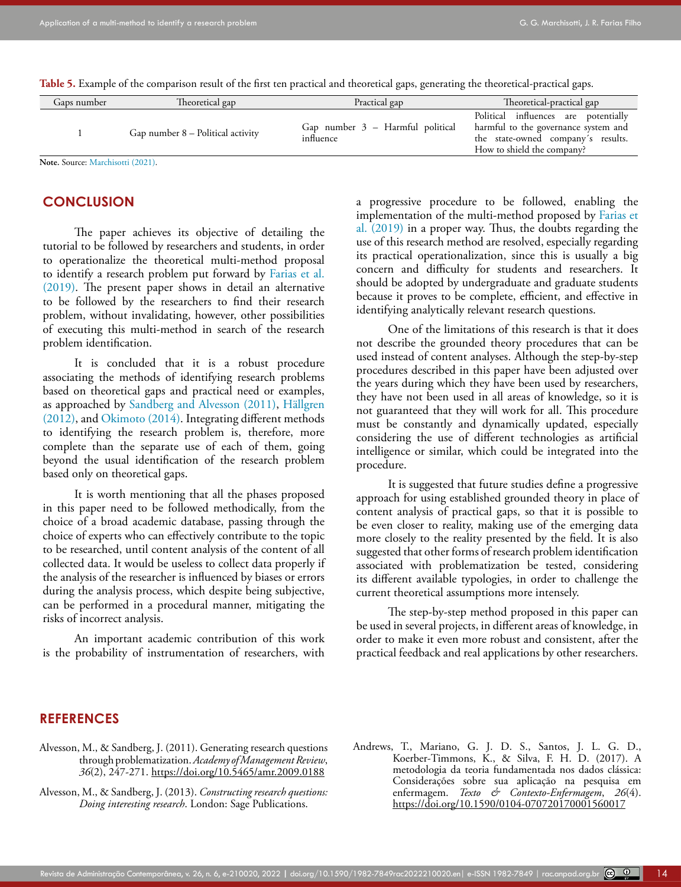**Table 5.** Example of the comparison result of the first ten practical and theoretical gaps, generating the theoretical-practical gaps.

| Gaps number | Theoretical gap | Practical gap | Theoretical-practical gap |
|---|---|---|---|
| 1 | Gap number 8 – Political activity | Gap number 3 – Harmful political influence | Political influences are potentially harmful to the governance system and the state-owned company´s results. How to shield the company? |

**Note.** Source: Marchisotti (2021).

## CONCLUSION

The paper achieves its objective of detailing the tutorial to be followed by researchers and students, in order to operationalize the theoretical multi-method proposal to identify a research problem put forward by Farias et al. (2019). The present paper shows in detail an alternative to be followed by the researchers to find their research problem, without invalidating, however, other possibilities of executing this multi-method in search of the research problem identification.

It is concluded that it is a robust procedure associating the methods of identifying research problems based on theoretical gaps and practical need or examples, as approached by Sandberg and Alvesson (2011), Hällgren (2012), and Okimoto (2014). Integrating different methods to identifying the research problem is, therefore, more complete than the separate use of each of them, going beyond the usual identification of the research problem based only on theoretical gaps.

It is worth mentioning that all the phases proposed in this paper need to be followed methodically, from the choice of a broad academic database, passing through the choice of experts who can effectively contribute to the topic to be researched, until content analysis of the content of all collected data. It would be useless to collect data properly if the analysis of the researcher is influenced by biases or errors during the analysis process, which despite being subjective, can be performed in a procedural manner, mitigating the risks of incorrect analysis.

An important academic contribution of this work is the probability of instrumentation of researchers, with a progressive procedure to be followed, enabling the implementation of the multi-method proposed by Farias et al. (2019) in a proper way. Thus, the doubts regarding the use of this research method are resolved, especially regarding its practical operationalization, since this is usually a big concern and difficulty for students and researchers. It should be adopted by undergraduate and graduate students because it proves to be complete, efficient, and effective in identifying analytically relevant research questions.

One of the limitations of this research is that it does not describe the grounded theory procedures that can be used instead of content analyses. Although the step-by-step procedures described in this paper have been adjusted over the years during which they have been used by researchers, they have not been used in all areas of knowledge, so it is not guaranteed that they will work for all. This procedure must be constantly and dynamically updated, especially considering the use of different technologies as artificial intelligence or similar, which could be integrated into the procedure.

It is suggested that future studies define a progressive approach for using established grounded theory in place of content analysis of practical gaps, so that it is possible to be even closer to reality, making use of the emerging data more closely to the reality presented by the field. It is also suggested that other forms of research problem identification associated with problematization be tested, considering its different available typologies, in order to challenge the current theoretical assumptions more intensely.

The step-by-step method proposed in this paper can be used in several projects, in different areas of knowledge, in order to make it even more robust and consistent, after the practical feedback and real applications by other researchers.

## REFERENCES

Alvesson, M., & Sandberg, J. (2011). Generating research questions through problematization. *Academy of Management Review*, *36*(2), 247-271. https://doi.org/10.5465/amr.2009.0188

Alvesson, M., & Sandberg, J. (2013). *Constructing research questions: Doing interesting research*. London: Sage Publications.

Andrews, T., Mariano, G. J. D. S., Santos, J. L. G. D., Koerber-Timmons, K., & Silva, F. H. D. (2017). A metodologia da teoria fundamentada nos dados clássica: Considerações sobre sua aplicação na pesquisa em enfermagem. *Texto & Contexto-Enfermagem*, *26*(4). https://doi.org/10.1590/0104-070720170001560017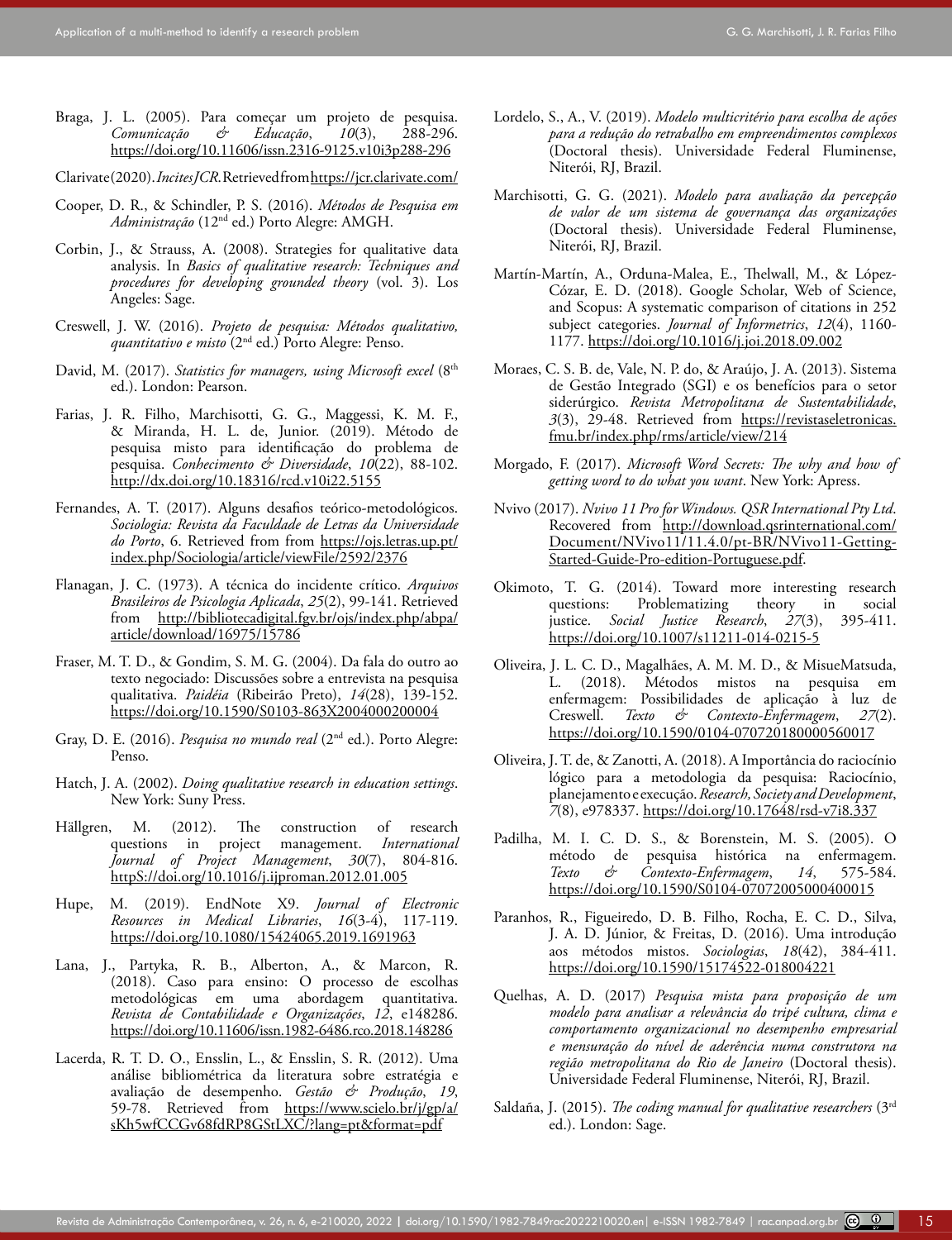Braga, J. L. (2005). Para começar um projeto de pesquisa. *Comunicação & Educação*, *10*(3), 288-296. https://doi.org/10.11606/issn.2316-9125.v10i3p288-296

Clarivate (2020). *Incites JCR*. Retrieved from https://jcr.clarivate.com/

Cooper, D. R., & Schindler, P. S. (2016). *Métodos de Pesquisa em Administração* (12nd ed.) Porto Alegre: AMGH.

Corbin, J., & Strauss, A. (2008). Strategies for qualitative data analysis. In *Basics of qualitative research: Techniques and procedures for developing grounded theory* (vol. 3). Los Angeles: Sage.

Creswell, J. W. (2016). *Projeto de pesquisa: Métodos qualitativo, quantitativo e misto* (2nd ed.) Porto Alegre: Penso.

David, M. (2017). *Statistics for managers, using Microsoft excel* (8th ed.). London: Pearson.

Farias, J. R. Filho, Marchisotti, G. G., Maggessi, K. M. F., & Miranda, H. L. de, Junior. (2019). Método de pesquisa misto para identificação do problema de pesquisa. *Conhecimento & Diversidade*, *10*(22), 88-102. http://dx.doi.org/10.18316/rcd.v10i22.5155

Fernandes, A. T. (2017). Alguns desafios teórico-metodológicos. *Sociologia: Revista da Faculdade de Letras da Universidade do Porto*, 6. Retrieved from from https://ojs.letras.up.pt/index.php/Sociologia/article/viewFile/2592/2376

Flanagan, J. C. (1973). A técnica do incidente crítico. *Arquivos Brasileiros de Psicologia Aplicada*, *25*(2), 99-141. Retrieved from http://bibliotecadigital.fgv.br/ojs/index.php/abpa/article/download/16975/15786

Fraser, M. T. D., & Gondim, S. M. G. (2004). Da fala do outro ao texto negociado: Discussões sobre a entrevista na pesquisa qualitativa. *Paidéia* (Ribeirão Preto), *14*(28), 139-152. https://doi.org/10.1590/S0103-863X2004000200004

Gray, D. E. (2016). *Pesquisa no mundo real* (2nd ed.). Porto Alegre: Penso.

Hatch, J. A. (2002). *Doing qualitative research in education settings*. New York: Suny Press.

Hällgren, M. (2012). The construction of research questions in project management. *International Journal of Project Management*, *30*(7), 804-816. httpS://doi.org/10.1016/j.ijproman.2012.01.005

Hupe, M. (2019). EndNote X9. *Journal of Electronic Resources in Medical Libraries*, *16*(3-4), 117-119. https://doi.org/10.1080/15424065.2019.1691963

Lana, J., Partyka, R. B., Alberton, A., & Marcon, R. (2018). Caso para ensino: O processo de escolhas metodológicas em uma abordagem quantitativa. *Revista de Contabilidade e Organizações*, *12*, e148286. https://doi.org/10.11606/issn.1982-6486.rco.2018.148286

Lacerda, R. T. D. O., Ensslin, L., & Ensslin, S. R. (2012). Uma análise bibliométrica da literatura sobre estratégia e avaliação de desempenho. *Gestão & Produção*, *19*, 59-78. Retrieved from https://www.scielo.br/j/gp/a/sKh5wfCCGv68fdRP8GStLXC/?lang=pt&format=pdf

Lordelo, S., A., V. (2019). *Modelo multicritério para escolha de ações para a redução do retrabalho em empreendimentos complexos* (Doctoral thesis). Universidade Federal Fluminense, Niterói, RJ, Brazil.

Marchisotti, G. G. (2021). *Modelo para avaliação da percepção de valor de um sistema de governança das organizações* (Doctoral thesis). Universidade Federal Fluminense, Niterói, RJ, Brazil.

Martín-Martín, A., Orduna-Malea, E., Thelwall, M., & López-Cózar, E. D. (2018). Google Scholar, Web of Science, and Scopus: A systematic comparison of citations in 252 subject categories. *Journal of Informetrics*, *12*(4), 1160-1177. https://doi.org/10.1016/j.joi.2018.09.002

Moraes, C. S. B. de, Vale, N. P. do, & Araújo, J. A. (2013). Sistema de Gestão Integrado (SGI) e os benefícios para o setor siderúrgico. *Revista Metropolitana de Sustentabilidade*, *3*(3), 29-48. Retrieved from https://revistaseletronicas.fmu.br/index.php/rms/article/view/214

Morgado, F. (2017). *Microsoft Word Secrets: The why and how of getting word to do what you want*. New York: Apress.

Nvivo (2017). *Nvivo 11 Pro for Windows. QSR International Pty Ltd.* Recovered from http://download.qsrinternational.com/Document/NVivo11/11.4.0/pt-BR/NVivo11-Getting-Started-Guide-Pro-edition-Portuguese.pdf.

Okimoto, T. G. (2014). Toward more interesting research questions: Problematizing theory in social justice. *Social Justice Research*, *27*(3), 395-411. https://doi.org/10.1007/s11211-014-0215-5

Oliveira, J. L. C. D., Magalhães, A. M. M. D., & MisueMatsuda, L. (2018). Métodos mistos na pesquisa em enfermagem: Possibilidades de aplicação à luz de Creswell. *Texto & Contexto-Enfermagem*, *27*(2). https://doi.org/10.1590/0104-070720180000560017

Oliveira, J. T. de, & Zanotti, A. (2018). A Importância do raciocínio lógico para a metodologia da pesquisa: Raciocínio, planejamento e execução. *Research, Society and Development*, *7*(8), e978337. https://doi.org/10.17648/rsd-v7i8.337

Padilha, M. I. C. D. S., & Borenstein, M. S. (2005). O método de pesquisa histórica na enfermagem. *Texto & Contexto-Enfermagem*, *14*, 575-584. https://doi.org/10.1590/S0104-07072005000400015

Paranhos, R., Figueiredo, D. B. Filho, Rocha, E. C. D., Silva, J. A. D. Júnior, & Freitas, D. (2016). Uma introdução aos métodos mistos. *Sociologias*, *18*(42), 384-411. https://doi.org/10.1590/15174522-018004221

Quelhas, A. D. (2017) *Pesquisa mista para proposição de um modelo para analisar a relevância do tripé cultura, clima e comportamento organizacional no desempenho empresarial e mensuração do nível de aderência numa construtora na região metropolitana do Rio de Janeiro* (Doctoral thesis). Universidade Federal Fluminense, Niterói, RJ, Brazil.

Saldaña, J. (2015). *The coding manual for qualitative researchers* (3rd ed.). London: Sage.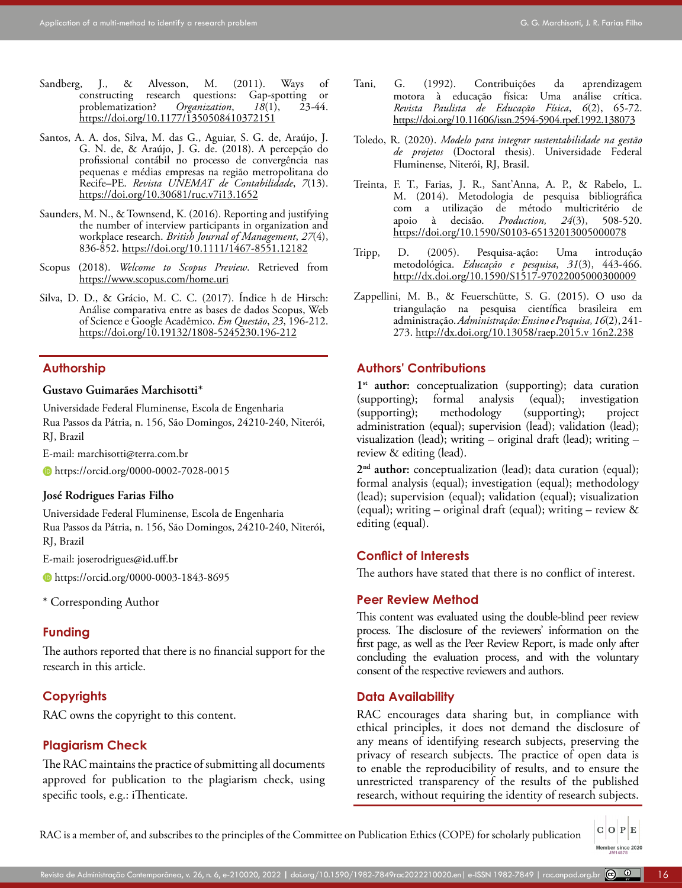Sandberg, J., & Alvesson, M. (2011). Ways of constructing research questions: Gap-spotting or problematization? *Organization*, *18*(1), 23-44. https://doi.org/10.1177/1350508410372151

Santos, A. A. dos, Silva, M. das G., Aguiar, S. G. de, Araújo, J. G. N. de, & Araújo, J. G. de. (2018). A percepção do profissional contábil no processo de convergência nas pequenas e médias empresas na região metropolitana do Recife–PE. *Revista UNEMAT de Contabilidade*, *7*(13). https://doi.org/10.30681/ruc.v7i13.1652

Saunders, M. N., & Townsend, K. (2016). Reporting and justifying the number of interview participants in organization and workplace research. *British Journal of Management*, *27*(4), 836-852. https://doi.org/10.1111/1467-8551.12182

Scopus (2018). *Welcome to Scopus Preview*. Retrieved from https://www.scopus.com/home.uri

Silva, D. D., & Grácio, M. C. C. (2017). Índice h de Hirsch: Análise comparativa entre as bases de dados Scopus, Web of Science e Google Acadêmico. *Em Questão*, *23*, 196-212. https://doi.org/10.19132/1808-5245230.196-212

Tani, G. (1992). Contribuições da aprendizagem motora à educação física: Uma análise crítica. *Revista Paulista de Educação Física*, *6*(2), 65-72. https://doi.org/10.11606/issn.2594-5904.rpef.1992.138073

Toledo, R. (2020). *Modelo para integrar sustentabilidade na gestão de projetos* (Doctoral thesis). Universidade Federal Fluminense, Niterói, RJ, Brasil.

Treinta, F. T., Farias, J. R., Sant'Anna, A. P., & Rabelo, L. M. (2014). Metodologia de pesquisa bibliográfica com a utilização de método multicritério de apoio à decisão. *Production*, *24*(3), 508-520. https://doi.org/10.1590/S0103-65132013005000078

Tripp, D. (2005). Pesquisa-ação: Uma introdução metodológica. *Educação e pesquisa*, *31*(3), 443-466. http://dx.doi.org/10.1590/S1517-97022005000300009

Zappellini, M. B., & Feuerschütte, S. G. (2015). O uso da triangulação na pesquisa científica brasileira em administração. *Administração: Ensino e Pesquisa*, *16*(2), 241-273. http://dx.doi.org/10.13058/raep.2015.v 16n2.238

## Authorship

**Gustavo Guimarães Marchisotti***

Universidade Federal Fluminense, Escola de Engenharia
Rua Passos da Pátria, n. 156, São Domingos, 24210-240, Niterói, RJ, Brazil

E-mail: marchisotti@terra.com.br

https://orcid.org/0000-0002-7028-0015

**José Rodrigues Farias Filho**

Universidade Federal Fluminense, Escola de Engenharia
Rua Passos da Pátria, n. 156, São Domingos, 24210-240, Niterói, RJ, Brazil

E-mail: joserodrigues@id.uff.br

https://orcid.org/0000-0003-1843-8695

* Corresponding Author

## Funding

The authors reported that there is no financial support for the research in this article.

## Copyrights

RAC owns the copyright to this content.

## Plagiarism Check

The RAC maintains the practice of submitting all documents approved for publication to the plagiarism check, using specific tools, e.g.: iThenticate.

## Authors' Contributions

**1st author:** conceptualization (supporting); data curation (supporting); formal analysis (equal); investigation (supporting); methodology (supporting); project administration (equal); supervision (lead); validation (lead); visualization (lead); writing – original draft (lead); writing – review & editing (lead).

**2nd author:** conceptualization (lead); data curation (equal); formal analysis (equal); investigation (equal); methodology (lead); supervision (equal); validation (equal); visualization (equal); writing – original draft (equal); writing – review & editing (equal).

## Conflict of Interests

The authors have stated that there is no conflict of interest.

## Peer Review Method

This content was evaluated using the double-blind peer review process. The disclosure of the reviewers' information on the first page, as well as the Peer Review Report, is made only after concluding the evaluation process, and with the voluntary consent of the respective reviewers and authors.

## Data Availability

RAC encourages data sharing but, in compliance with ethical principles, it does not demand the disclosure of any means of identifying research subjects, preserving the privacy of research subjects. The practice of open data is to enable the reproducibility of results, and to ensure the unrestricted transparency of the results of the published research, without requiring the identity of research subjects.

RAC is a member of, and subscribes to the principles of the Committee on Publication Ethics (COPE) for scholarly publication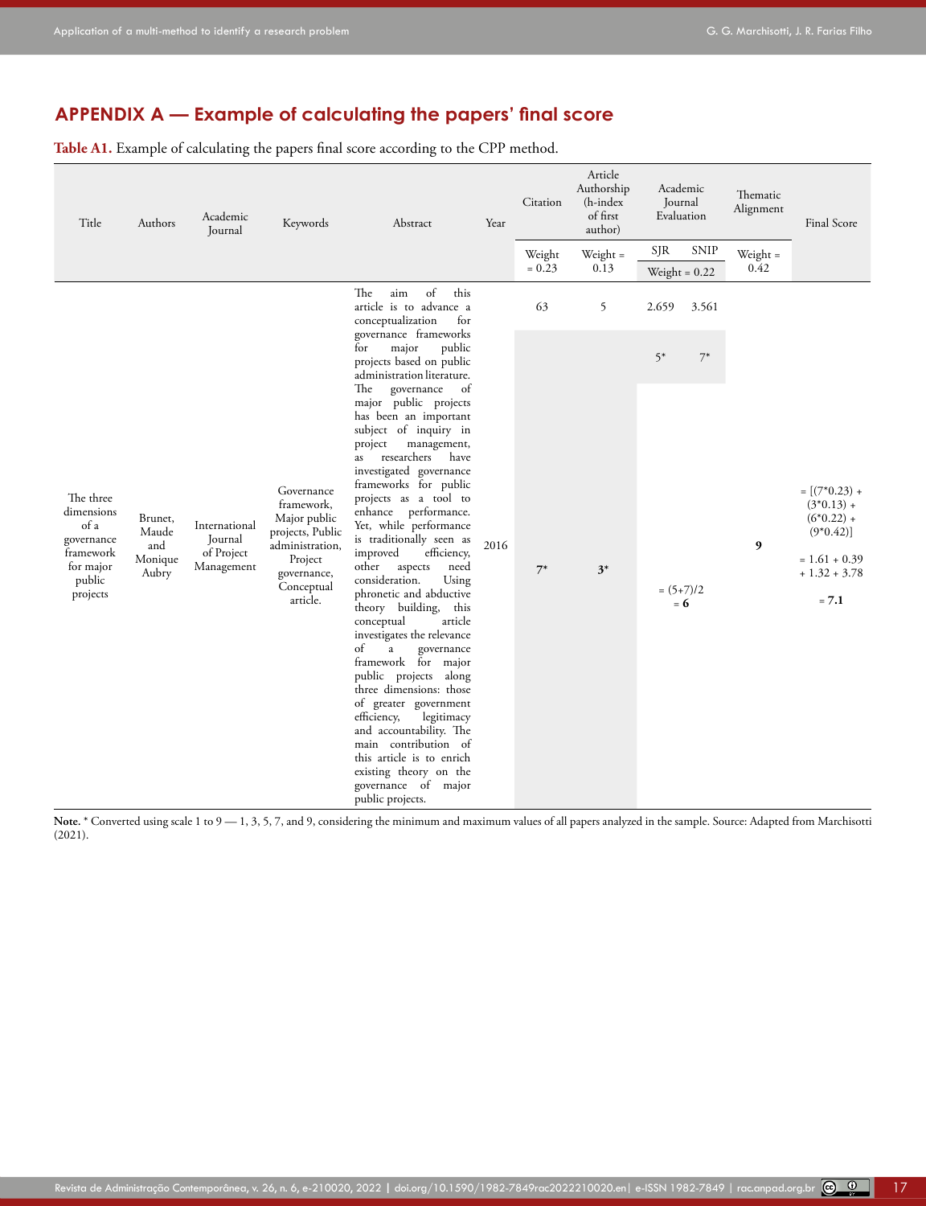## APPENDIX A — Example of calculating the papers' final score

**Table A1.** Example of calculating the papers final score according to the CPP method.

| Title | Authors | Academic Journal | Keywords | Abstract | Year | Citation | Article Authorship (h-index of first author) | Academic Journal Evaluation | | Thematic Alignment | Final Score |
|---|---|---|---|---|---|---|---|---|---|---|---|
| | | | | | | Weight = 0.23 | Weight = 0.13 | SJR | SNIP | Weight = 0.42 | |
| | | | | | | | | Weight = 0.22 | | | |
| The three dimensions of a governance framework for major public projects | Brunet, Maude and Monique Aubry | International Journal of Project Management | Governance framework, Major public projects, Public administration, Project governance, Conceptual article. | The aim of this article is to advance a conceptualization for governance frameworks for major public projects based on public administration literature. The governance of major public projects has been an important subject of inquiry in project management, as researchers have investigated governance frameworks for public projects as a tool to enhance performance. Yet, while performance is traditionally seen as improved efficiency, other aspects need consideration. Using phronetic and abductive theory building, this conceptual article investigates the relevance of a governance framework for major public projects along three dimensions: those of greater government efficiency, legitimacy and accountability. The main contribution of this article is to enrich existing theory on the governance of major public projects. | 2016 | 63 | 5 | 2.659 | 3.561 | | |
| | | | | | | | | 5* | 7* | | |
| | | | | | | **7*** | **3*** | = (5+7)/2 = **6** | | **9** | = [(7*0.23) + (3*0.13) + (6*0.22) + (9*0.42)] = 1.61 + 0.39 + 1.32 + 3.78 = **7.1** |

**Note.** * Converted using scale 1 to 9 — 1, 3, 5, 7, and 9, considering the minimum and maximum values of all papers analyzed in the sample. Source: Adapted from Marchisotti (2021).